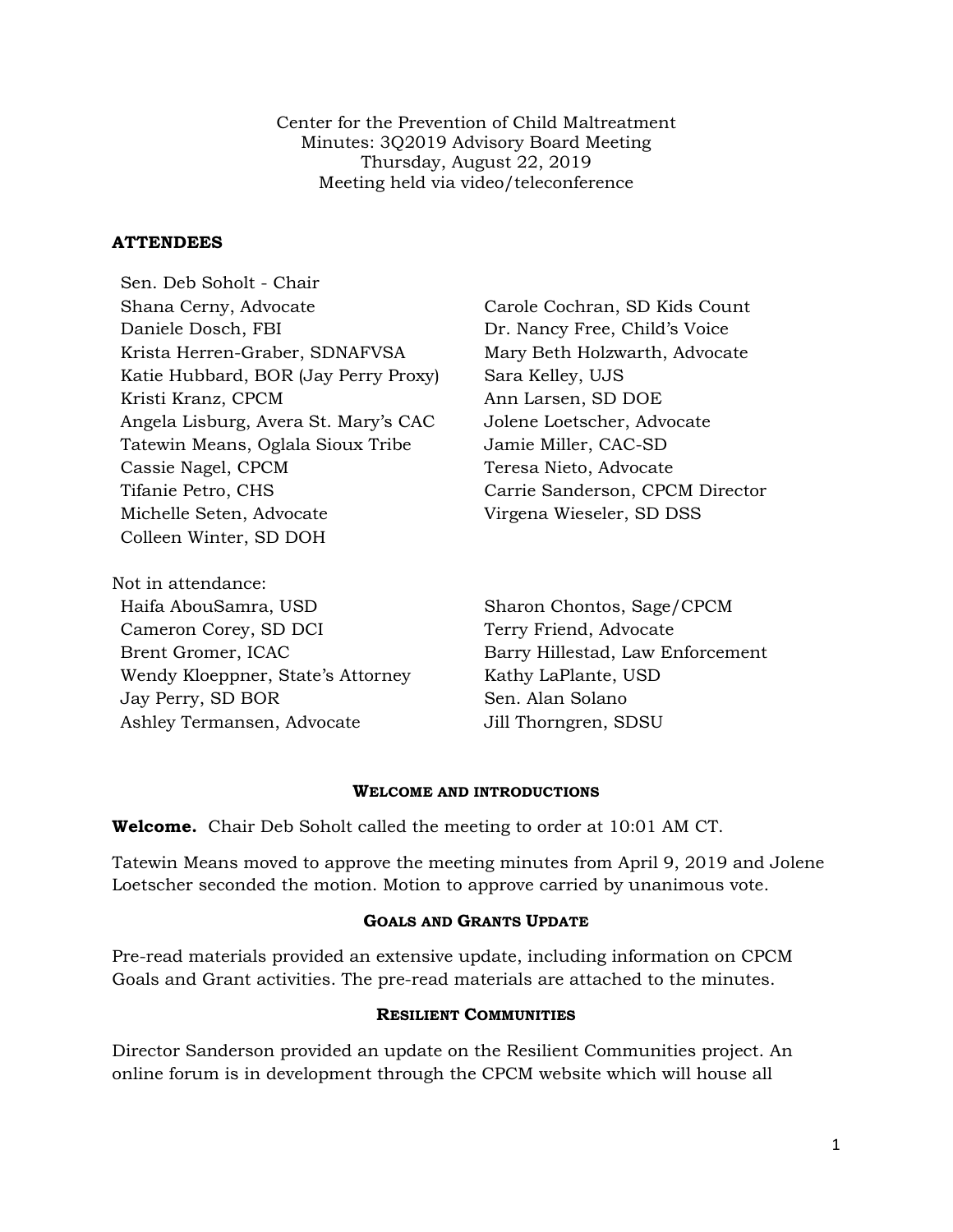Center for the Prevention of Child Maltreatment
Minutes: 3Q2019 Advisory Board Meeting
Thursday, August 22, 2019
Meeting held via video/teleconference

**ATTENDEES**

Sen. Deb Soholt - Chair
Shana Cerny, Advocate
Daniele Dosch, FBI
Krista Herren-Graber, SDNAFVSA
Katie Hubbard, BOR (Jay Perry Proxy)
Kristi Kranz, CPCM
Angela Lisburg, Avera St. Mary's CAC
Tatewin Means, Oglala Sioux Tribe
Cassie Nagel, CPCM
Tifanie Petro, CHS
Michelle Seten, Advocate
Colleen Winter, SD DOH
Carole Cochran, SD Kids Count
Dr. Nancy Free, Child's Voice
Mary Beth Holzwarth, Advocate
Sara Kelley, UJS
Ann Larsen, SD DOE
Jolene Loetscher, Advocate
Jamie Miller, CAC-SD
Teresa Nieto, Advocate
Carrie Sanderson, CPCM Director
Virgena Wieseler, SD DSS

Not in attendance:
Haifa AbouSamra, USD
Cameron Corey, SD DCI
Brent Gromer, ICAC
Wendy Kloeppner, State's Attorney
Jay Perry, SD BOR
Ashley Termansen, Advocate
Sharon Chontos, Sage/CPCM
Terry Friend, Advocate
Barry Hillestad, Law Enforcement
Kathy LaPlante, USD
Sen. Alan Solano
Jill Thorngren, SDSU

## WELCOME AND INTRODUCTIONS

**Welcome.** Chair Deb Soholt called the meeting to order at 10:01 AM CT.

Tatewin Means moved to approve the meeting minutes from April 9, 2019 and Jolene Loetscher seconded the motion. Motion to approve carried by unanimous vote.

## GOALS AND GRANTS UPDATE

Pre-read materials provided an extensive update, including information on CPCM Goals and Grant activities. The pre-read materials are attached to the minutes.

## RESILIENT COMMUNITIES

Director Sanderson provided an update on the Resilient Communities project. An online forum is in development through the CPCM website which will house all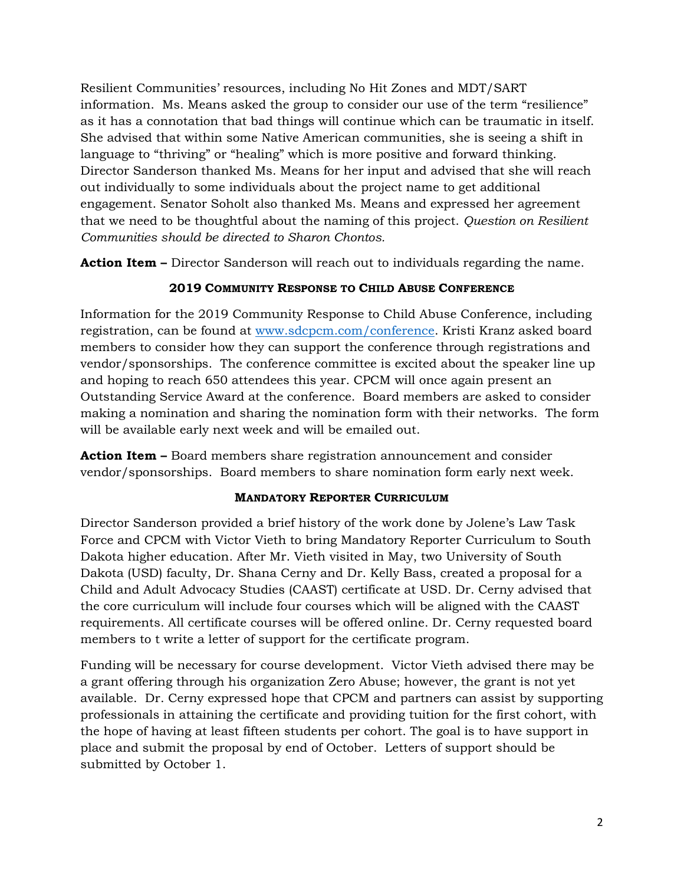Resilient Communities' resources, including No Hit Zones and MDT/SART information. Ms. Means asked the group to consider our use of the term "resilience" as it has a connotation that bad things will continue which can be traumatic in itself. She advised that within some Native American communities, she is seeing a shift in language to "thriving" or "healing" which is more positive and forward thinking. Director Sanderson thanked Ms. Means for her input and advised that she will reach out individually to some individuals about the project name to get additional engagement. Senator Soholt also thanked Ms. Means and expressed her agreement that we need to be thoughtful about the naming of this project. *Question on Resilient Communities should be directed to Sharon Chontos.*

**Action Item –** Director Sanderson will reach out to individuals regarding the name.

### 2019 Community Response to Child Abuse Conference

Information for the 2019 Community Response to Child Abuse Conference, including registration, can be found at www.sdcpcm.com/conference. Kristi Kranz asked board members to consider how they can support the conference through registrations and vendor/sponsorships. The conference committee is excited about the speaker line up and hoping to reach 650 attendees this year. CPCM will once again present an Outstanding Service Award at the conference. Board members are asked to consider making a nomination and sharing the nomination form with their networks. The form will be available early next week and will be emailed out.

**Action Item –** Board members share registration announcement and consider vendor/sponsorships. Board members to share nomination form early next week.

### Mandatory Reporter Curriculum

Director Sanderson provided a brief history of the work done by Jolene's Law Task Force and CPCM with Victor Vieth to bring Mandatory Reporter Curriculum to South Dakota higher education. After Mr. Vieth visited in May, two University of South Dakota (USD) faculty, Dr. Shana Cerny and Dr. Kelly Bass, created a proposal for a Child and Adult Advocacy Studies (CAAST) certificate at USD. Dr. Cerny advised that the core curriculum will include four courses which will be aligned with the CAAST requirements. All certificate courses will be offered online. Dr. Cerny requested board members to t write a letter of support for the certificate program.

Funding will be necessary for course development. Victor Vieth advised there may be a grant offering through his organization Zero Abuse; however, the grant is not yet available. Dr. Cerny expressed hope that CPCM and partners can assist by supporting professionals in attaining the certificate and providing tuition for the first cohort, with the hope of having at least fifteen students per cohort. The goal is to have support in place and submit the proposal by end of October. Letters of support should be submitted by October 1.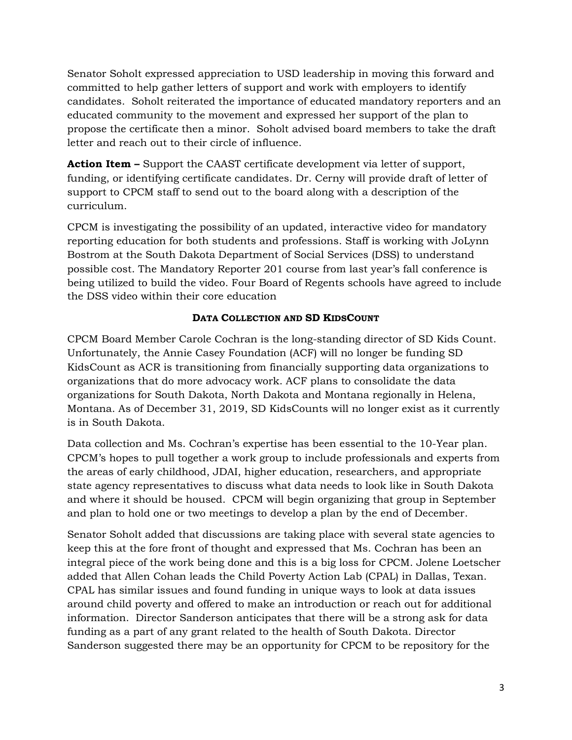Senator Soholt expressed appreciation to USD leadership in moving this forward and committed to help gather letters of support and work with employers to identify candidates. Soholt reiterated the importance of educated mandatory reporters and an educated community to the movement and expressed her support of the plan to propose the certificate then a minor. Soholt advised board members to take the draft letter and reach out to their circle of influence.

**Action Item –** Support the CAAST certificate development via letter of support, funding, or identifying certificate candidates. Dr. Cerny will provide draft of letter of support to CPCM staff to send out to the board along with a description of the curriculum.

CPCM is investigating the possibility of an updated, interactive video for mandatory reporting education for both students and professions. Staff is working with JoLynn Bostrom at the South Dakota Department of Social Services (DSS) to understand possible cost. The Mandatory Reporter 201 course from last year's fall conference is being utilized to build the video. Four Board of Regents schools have agreed to include the DSS video within their core education

**DATA COLLECTION AND SD KIDSCOUNT**

CPCM Board Member Carole Cochran is the long-standing director of SD Kids Count. Unfortunately, the Annie Casey Foundation (ACF) will no longer be funding SD KidsCount as ACR is transitioning from financially supporting data organizations to organizations that do more advocacy work. ACF plans to consolidate the data organizations for South Dakota, North Dakota and Montana regionally in Helena, Montana. As of December 31, 2019, SD KidsCounts will no longer exist as it currently is in South Dakota.

Data collection and Ms. Cochran's expertise has been essential to the 10-Year plan. CPCM's hopes to pull together a work group to include professionals and experts from the areas of early childhood, JDAI, higher education, researchers, and appropriate state agency representatives to discuss what data needs to look like in South Dakota and where it should be housed. CPCM will begin organizing that group in September and plan to hold one or two meetings to develop a plan by the end of December.

Senator Soholt added that discussions are taking place with several state agencies to keep this at the fore front of thought and expressed that Ms. Cochran has been an integral piece of the work being done and this is a big loss for CPCM. Jolene Loetscher added that Allen Cohan leads the Child Poverty Action Lab (CPAL) in Dallas, Texan. CPAL has similar issues and found funding in unique ways to look at data issues around child poverty and offered to make an introduction or reach out for additional information. Director Sanderson anticipates that there will be a strong ask for data funding as a part of any grant related to the health of South Dakota. Director Sanderson suggested there may be an opportunity for CPCM to be repository for the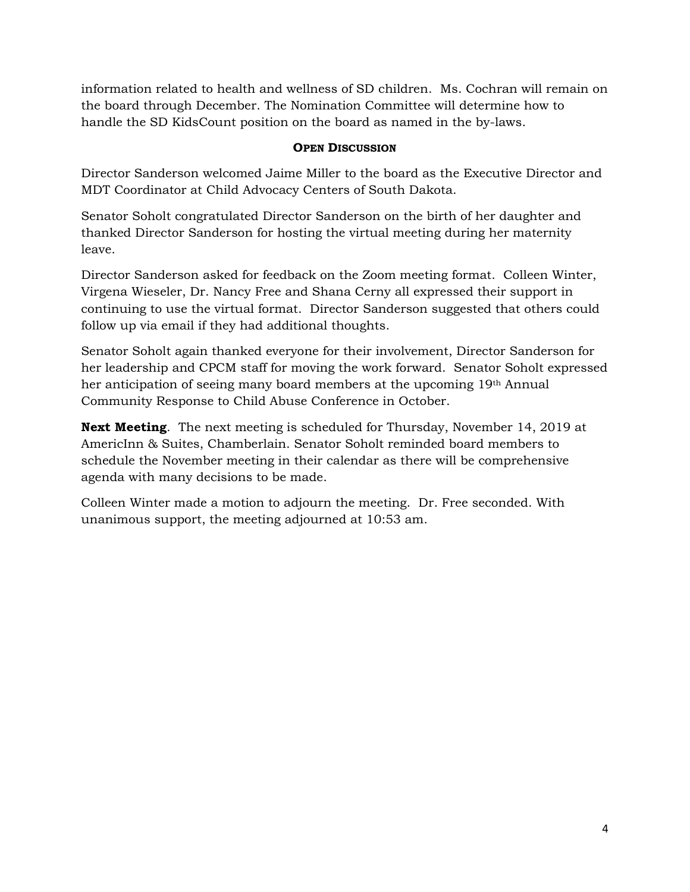information related to health and wellness of SD children. Ms. Cochran will remain on the board through December. The Nomination Committee will determine how to handle the SD KidsCount position on the board as named in the by-laws.

## **OPEN DISCUSSION**

Director Sanderson welcomed Jaime Miller to the board as the Executive Director and MDT Coordinator at Child Advocacy Centers of South Dakota.

Senator Soholt congratulated Director Sanderson on the birth of her daughter and thanked Director Sanderson for hosting the virtual meeting during her maternity leave.

Director Sanderson asked for feedback on the Zoom meeting format. Colleen Winter, Virgena Wieseler, Dr. Nancy Free and Shana Cerny all expressed their support in continuing to use the virtual format. Director Sanderson suggested that others could follow up via email if they had additional thoughts.

Senator Soholt again thanked everyone for their involvement, Director Sanderson for her leadership and CPCM staff for moving the work forward. Senator Soholt expressed her anticipation of seeing many board members at the upcoming 19th Annual Community Response to Child Abuse Conference in October.

**Next Meeting**. The next meeting is scheduled for Thursday, November 14, 2019 at AmericInn & Suites, Chamberlain. Senator Soholt reminded board members to schedule the November meeting in their calendar as there will be comprehensive agenda with many decisions to be made.

Colleen Winter made a motion to adjourn the meeting. Dr. Free seconded. With unanimous support, the meeting adjourned at 10:53 am.